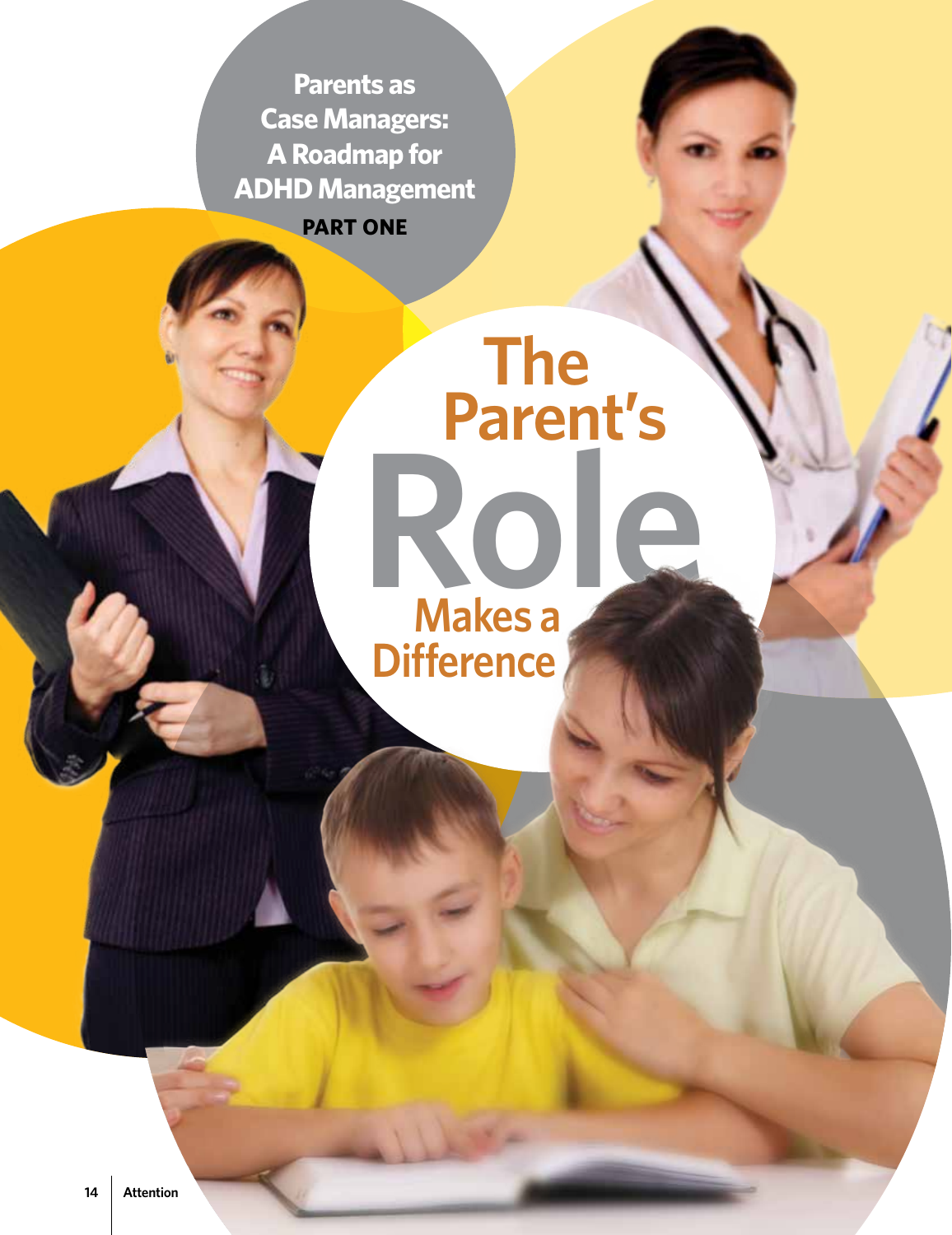Parents as Case Managers: A Roadmap for ADHD Management

**PART ONE**

# The Parent's Role Makes a Difference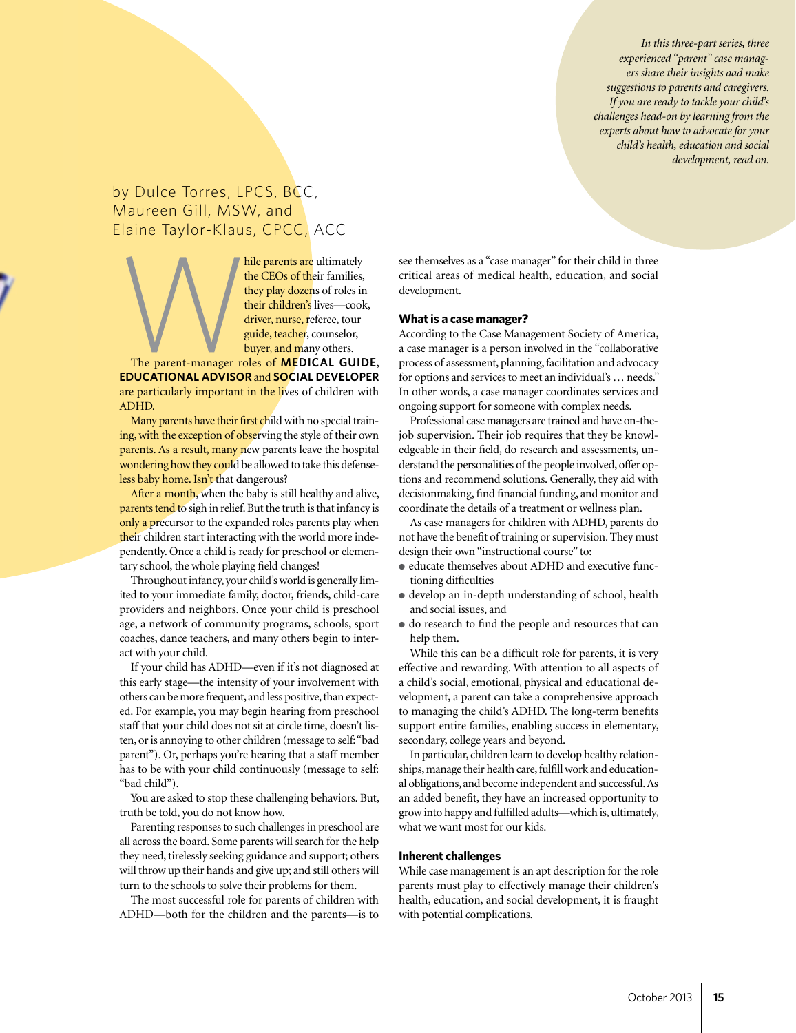*In this three-part series, three experienced "parent" case managers share their insights aad make suggestions to parents and caregivers. If you are ready to tackle your child's challenges head-on by learning from the experts about how to advocate for your child's health, education and social development, read on.*

by Dulce Torres, LPCS, BCC, Maureen Gill, MSW, and Elaine Taylor-Klaus, CPCC, ACC

While parents are ultimately the CEOs of their families, they play dozens of roles in their children's lives—cook, driver, nurse, referee, tour guide, teacher, counselor, buyer, and many others.

The parent-manager roles of **MEDICAL GUIDE**, **EDUCATIONAL ADVISOR** and **SOCIAL DEVELOPER** are particularly important in the lives of children with ADHD.

Many parents have their first child with no special training, with the exception of observing the style of their own parents. As a result, many new parents leave the hospital wondering how they could be allowed to take this defenseless baby home. Isn't that dangerous?

After a month, when the baby is still healthy and alive, parents tend to sigh in relief. But the truth is that infancy is only a precursor to the expanded roles parents play when their children start interacting with the world more independently. Once a child is ready for preschool or elementary school, the whole playing field changes!

Throughout infancy, your child's world is generally limited to your immediate family, doctor, friends, child-care providers and neighbors. Once your child is preschool age, a network of community programs, schools, sport coaches, dance teachers, and many others begin to interact with your child.

If your child has ADHD—even if it's not diagnosed at this early stage—the intensity of your involvement with others can be more frequent, and less positive, than expected. For example, you may begin hearing from preschool staff that your child does not sit at circle time, doesn't listen, or is annoying to other children (message to self: "bad parent"). Or, perhaps you're hearing that a staff member has to be with your child continuously (message to self: "bad child").

You are asked to stop these challenging behaviors. But, truth be told, you do not know how.

Parenting responses to such challenges in preschool are all across the board. Some parents will search for the help they need, tirelessly seeking guidance and support; others will throw up their hands and give up; and still others will turn to the schools to solve their problems for them.

The most successful role for parents of children with ADHD—both for the children and the parents—is to see themselves as a "case manager" for their child in three critical areas of medical health, education, and social development.

### What is a case manager?

According to the Case Management Society of America, a case manager is a person involved in the "collaborative process of assessment, planning, facilitation and advocacy for options and services to meet an individual's … needs." In other words, a case manager coordinates services and ongoing support for someone with complex needs.

Professional case managers are trained and have on-the-job supervision. Their job requires that they be knowledgeable in their field, do research and assessments, understand the personalities of the people involved, offer options and recommend solutions. Generally, they aid with decisionmaking, find financial funding, and monitor and coordinate the details of a treatment or wellness plan.

As case managers for children with ADHD, parents do not have the benefit of training or supervision. They must design their own "instructional course" to:

- educate themselves about ADHD and executive functioning difficulties
- develop an in-depth understanding of school, health and social issues, and
- do research to find the people and resources that can help them.

While this can be a difficult role for parents, it is very effective and rewarding. With attention to all aspects of a child's social, emotional, physical and educational development, a parent can take a comprehensive approach to managing the child's ADHD. The long-term benefits support entire families, enabling success in elementary, secondary, college years and beyond.

In particular, children learn to develop healthy relationships, manage their health care, fulfill work and educational obligations, and become independent and successful. As an added benefit, they have an increased opportunity to grow into happy and fulfilled adults—which is, ultimately, what we want most for our kids.

### Inherent challenges

While case management is an apt description for the role parents must play to effectively manage their children's health, education, and social development, it is fraught with potential complications.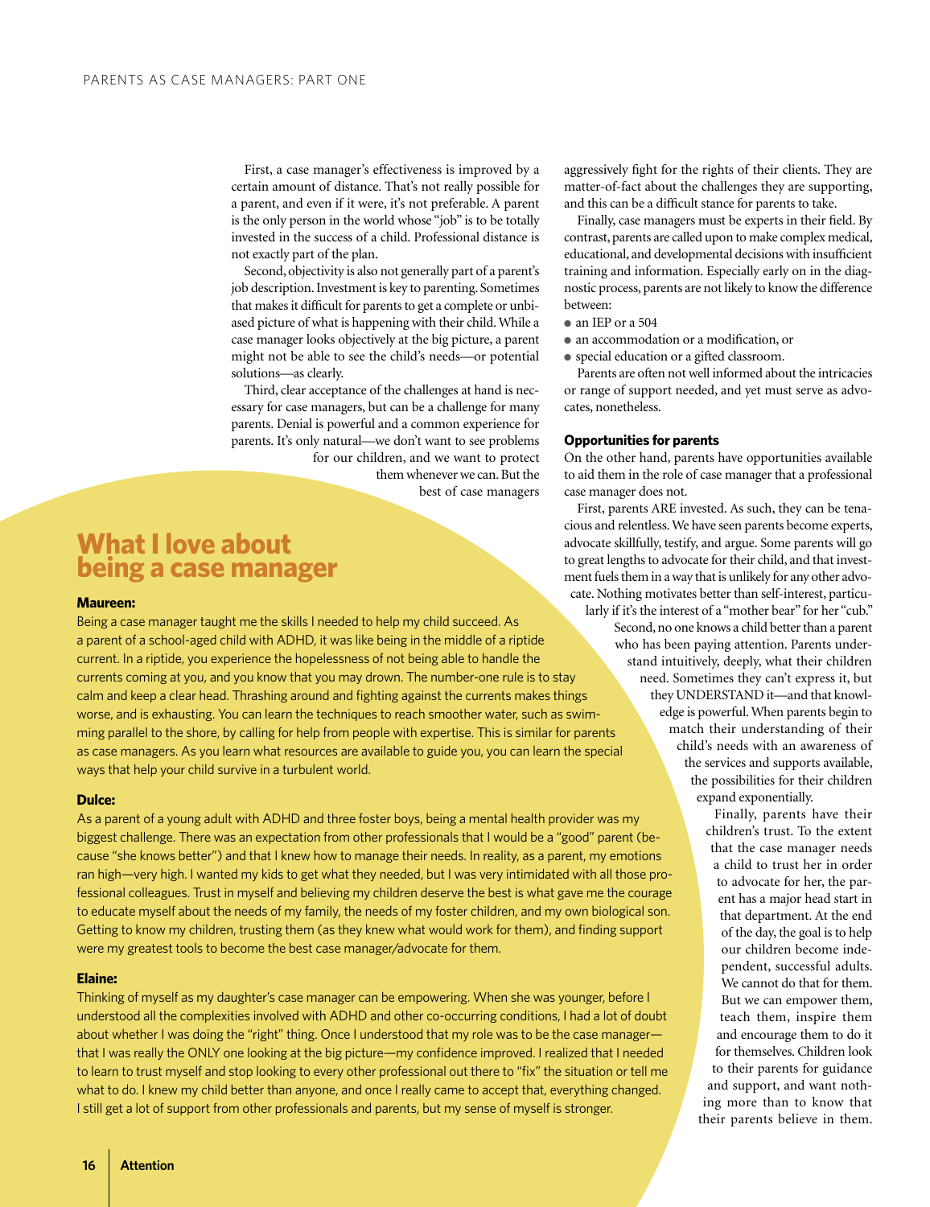First, a case manager's effectiveness is improved by a certain amount of distance. That's not really possible for a parent, and even if it were, it's not preferable. A parent is the only person in the world whose "job" is to be totally invested in the success of a child. Professional distance is not exactly part of the plan.

Second, objectivity is also not generally part of a parent's job description. Investment is key to parenting. Sometimes that makes it difficult for parents to get a complete or unbiased picture of what is happening with their child. While a case manager looks objectively at the big picture, a parent might not be able to see the child's needs—or potential solutions—as clearly.

Third, clear acceptance of the challenges at hand is necessary for case managers, but can be a challenge for many parents. Denial is powerful and a common experience for parents. It's only natural—we don't want to see problems for our children, and we want to protect them whenever we can. But the best of case managers aggressively fight for the rights of their clients. They are matter-of-fact about the challenges they are supporting, and this can be a difficult stance for parents to take.

Finally, case managers must be experts in their field. By contrast, parents are called upon to make complex medical, educational, and developmental decisions with insufficient training and information. Especially early on in the diagnostic process, parents are not likely to know the difference between:

- an IEP or a 504
- an accommodation or a modification, or
- special education or a gifted classroom.

Parents are often not well informed about the intricacies or range of support needed, and yet must serve as advocates, nonetheless.

### Opportunities for parents

On the other hand, parents have opportunities available to aid them in the role of case manager that a professional case manager does not.

First, parents ARE invested. As such, they can be tenacious and relentless. We have seen parents become experts, advocate skillfully, testify, and argue. Some parents will go to great lengths to advocate for their child, and that investment fuels them in a way that is unlikely for any other advocate. Nothing motivates better than self-interest, particularly if it's the interest of a "mother bear" for her "cub."

Second, no one knows a child better than a parent who has been paying attention. Parents understand intuitively, deeply, what their children need. Sometimes they can't express it, but they UNDERSTAND it—and that knowledge is powerful. When parents begin to match their understanding of their child's needs with an awareness of the services and supports available, the possibilities for their children expand exponentially.

Finally, parents have their children's trust. To the extent that the case manager needs a child to trust her in order to advocate for her, the parent has a major head start in that department. At the end of the day, the goal is to help our children become independent, successful adults. We cannot do that for them. But we can empower them, teach them, inspire them and encourage them to do it for themselves. Children look to their parents for guidance and support, and want nothing more than to know that their parents believe in them.

## What I love about being a case manager

**Maureen:**

Being a case manager taught me the skills I needed to help my child succeed. As a parent of a school-aged child with ADHD, it was like being in the middle of a riptide current. In a riptide, you experience the hopelessness of not being able to handle the currents coming at you, and you know that you may drown. The number-one rule is to stay calm and keep a clear head. Thrashing around and fighting against the currents makes things worse, and is exhausting. You can learn the techniques to reach smoother water, such as swimming parallel to the shore, by calling for help from people with expertise. This is similar for parents as case managers. As you learn what resources are available to guide you, you can learn the special ways that help your child survive in a turbulent world.

**Dulce:**

As a parent of a young adult with ADHD and three foster boys, being a mental health provider was my biggest challenge. There was an expectation from other professionals that I would be a "good" parent (because "she knows better") and that I knew how to manage their needs. In reality, as a parent, my emotions ran high—very high. I wanted my kids to get what they needed, but I was very intimidated with all those professional colleagues. Trust in myself and believing my children deserve the best is what gave me the courage to educate myself about the needs of my family, the needs of my foster children, and my own biological son. Getting to know my children, trusting them (as they knew what would work for them), and finding support were my greatest tools to become the best case manager/advocate for them.

**Elaine:**

Thinking of myself as my daughter's case manager can be empowering. When she was younger, before I understood all the complexities involved with ADHD and other co-occurring conditions, I had a lot of doubt about whether I was doing the "right" thing. Once I understood that my role was to be the case manager—that I was really the ONLY one looking at the big picture—my confidence improved. I realized that I needed to learn to trust myself and stop looking to every other professional out there to "fix" the situation or tell me what to do. I knew my child better than anyone, and once I really came to accept that, everything changed. I still get a lot of support from other professionals and parents, but my sense of myself is stronger.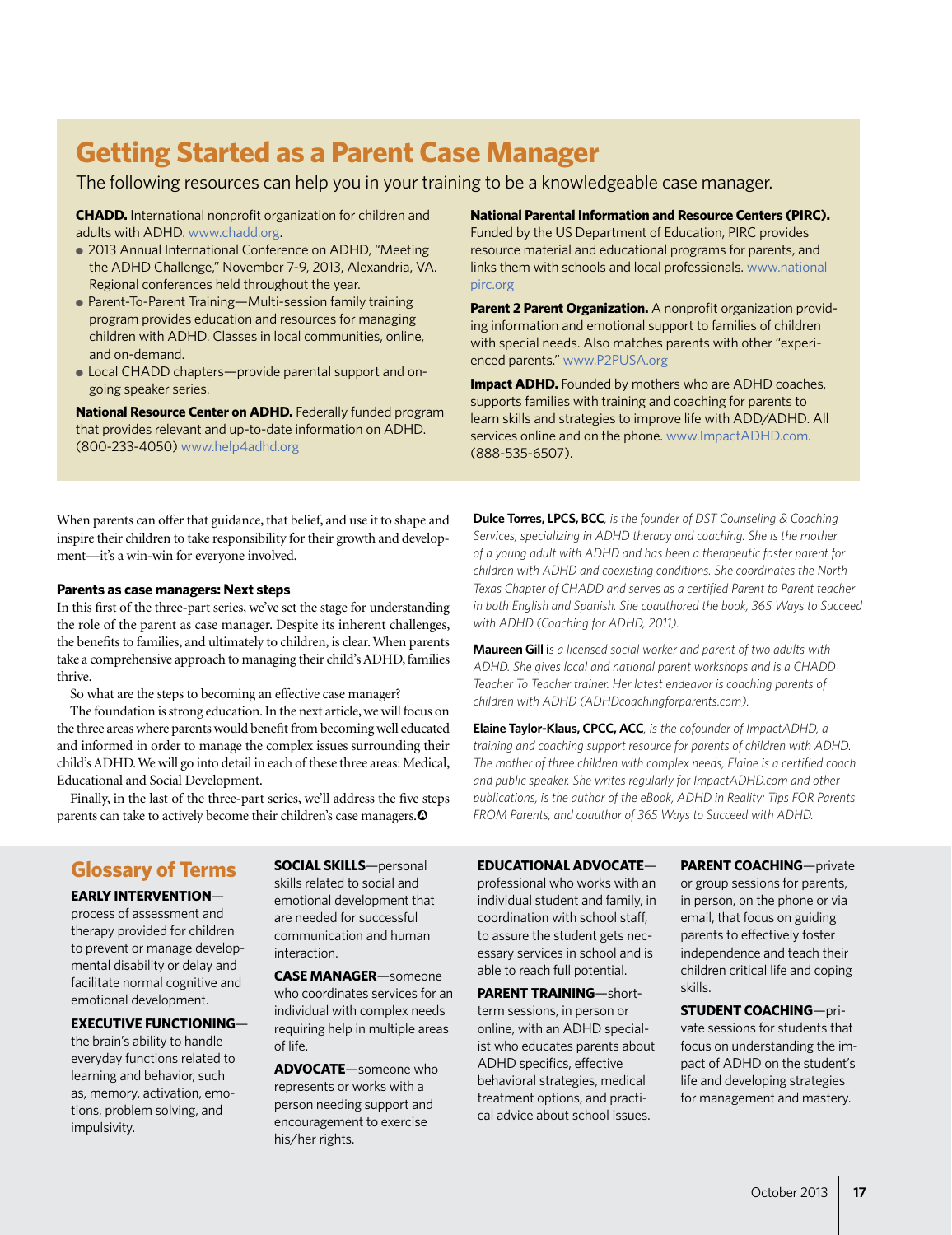## Getting Started as a Parent Case Manager

The following resources can help you in your training to be a knowledgeable case manager.

**CHADD.** International nonprofit organization for children and adults with ADHD. www.chadd.org.

- 2013 Annual International Conference on ADHD, "Meeting the ADHD Challenge," November 7-9, 2013, Alexandria, VA. Regional conferences held throughout the year.
- Parent-To-Parent Training—Multi-session family training program provides education and resources for managing children with ADHD. Classes in local communities, online, and on-demand.
- Local CHADD chapters—provide parental support and ongoing speaker series.

**National Resource Center on ADHD.** Federally funded program that provides relevant and up-to-date information on ADHD. (800-233-4050) www.help4adhd.org

**National Parental Information and Resource Centers (PIRC).** Funded by the US Department of Education, PIRC provides resource material and educational programs for parents, and links them with schools and local professionals. www.nationalpirc.org

**Parent 2 Parent Organization.** A nonprofit organization providing information and emotional support to families of children with special needs. Also matches parents with other "experienced parents." www.P2PUSA.org

**Impact ADHD.** Founded by mothers who are ADHD coaches, supports families with training and coaching for parents to learn skills and strategies to improve life with ADD/ADHD. All services online and on the phone. www.ImpactADHD.com. (888-535-6507).

When parents can offer that guidance, that belief, and use it to shape and inspire their children to take responsibility for their growth and development—it's a win-win for everyone involved.

### Parents as case managers: Next steps

In this first of the three-part series, we've set the stage for understanding the role of the parent as case manager. Despite its inherent challenges, the benefits to families, and ultimately to children, is clear. When parents take a comprehensive approach to managing their child's ADHD, families thrive.

So what are the steps to becoming an effective case manager?

The foundation is strong education. In the next article, we will focus on the three areas where parents would benefit from becoming well educated and informed in order to manage the complex issues surrounding their child's ADHD. We will go into detail in each of these three areas: Medical, Educational and Social Development.

Finally, in the last of the three-part series, we'll address the five steps parents can take to actively become their children's case managers.

**Dulce Torres, LPCS, BCC**, *is the founder of DST Counseling & Coaching Services, specializing in ADHD therapy and coaching. She is the mother of a young adult with ADHD and has been a therapeutic foster parent for children with ADHD and coexisting conditions. She coordinates the North Texas Chapter of CHADD and serves as a certified Parent to Parent teacher in both English and Spanish. She coauthored the book, 365 Ways to Succeed with ADHD (Coaching for ADHD, 2011).*

**Maureen Gill i***s a licensed social worker and parent of two adults with ADHD. She gives local and national parent workshops and is a CHADD Teacher To Teacher trainer. Her latest endeavor is coaching parents of children with ADHD (ADHDcoachingforparents.com).*

**Elaine Taylor-Klaus, CPCC, ACC**, *is the cofounder of ImpactADHD, a training and coaching support resource for parents of children with ADHD. The mother of three children with complex needs, Elaine is a certified coach and public speaker. She writes regularly for ImpactADHD.com and other publications, is the author of the eBook, ADHD in Reality: Tips FOR Parents FROM Parents, and coauthor of 365 Ways to Succeed with ADHD.*

## Glossary of Terms

**EARLY INTERVENTION**—process of assessment and therapy provided for children to prevent or manage developmental disability or delay and facilitate normal cognitive and emotional development.

**EXECUTIVE FUNCTIONING**—the brain's ability to handle everyday functions related to learning and behavior, such as, memory, activation, emotions, problem solving, and impulsivity.

**SOCIAL SKILLS**—personal skills related to social and emotional development that are needed for successful communication and human interaction.

**CASE MANAGER**—someone who coordinates services for an individual with complex needs requiring help in multiple areas of life.

**ADVOCATE**—someone who represents or works with a person needing support and encouragement to exercise his/her rights.

**EDUCATIONAL ADVOCATE**—professional who works with an individual student and family, in coordination with school staff, to assure the student gets necessary services in school and is able to reach full potential.

**PARENT TRAINING**—short-term sessions, in person or online, with an ADHD specialist who educates parents about ADHD specifics, effective behavioral strategies, medical treatment options, and practical advice about school issues.

**PARENT COACHING**—private or group sessions for parents, in person, on the phone or via email, that focus on guiding parents to effectively foster independence and teach their children critical life and coping skills.

**STUDENT COACHING**—private sessions for students that focus on understanding the impact of ADHD on the student's life and developing strategies for management and mastery.